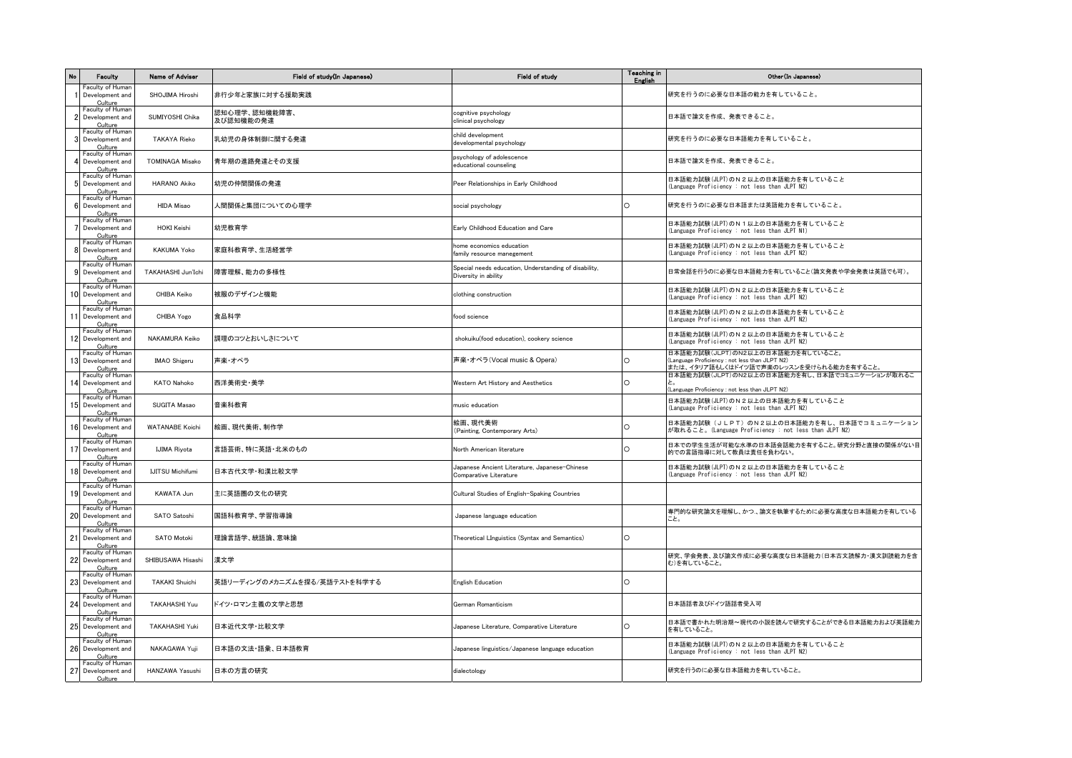| No | Faculty | Name of Adviser | Field of study(In Japanese) | Field of study | Teaching in English | Other(In Japanese) |
|---|---|---|---|---|---|---|
| 1 | Faculty of Human Development and Culture | SHOJIMA Hiroshi | 非行少年と家族に対する援助実践 | | | 研究を行うのに必要な日本語の能力を有していること。 |
| 2 | Faculty of Human Development and Culture | SUMIYOSHI Chika | 認知心理学、認知機能障害、及び認知機能の発達 | cognitive psychology clinical psychology | | 日本語で論文を作成、発表できること。 |
| 3 | Faculty of Human Development and Culture | TAKAYA Rieko | 乳幼児の身体制御に関する発達 | child development developmental psychology | | 研究を行うのに必要な日本語能力を有していること。 |
| 4 | Faculty of Human Development and Culture | TOMINAGA Misako | 青年期の進路発達とその支援 | psychology of adolescence educational counseling | | 日本語で論文を作成、発表できること。 |
| 5 | Faculty of Human Development and Culture | HARANO Akiko | 幼児の仲間関係の発達 | Peer Relationships in Early Childhood | | 日本語能力試験(JLPT)のＮ２以上の日本語能力を有していること (Language Proficiency : not less than JLPT N2) |
| 6 | Faculty of Human Development and Culture | HIDA Misao | 人間関係と集団についての心理学 | social psychology | ○ | 研究を行うのに必要な日本語または英語能力を有していること。 |
| 7 | Faculty of Human Development and Culture | HOKI Keishi | 幼児教育学 | Early Childhood Education and Care | | 日本語能力試験(JLPT)のＮ１以上の日本語能力を有していること (Language Proficiency : not less than JLPT N1) |
| 8 | Faculty of Human Development and Culture | KAKUMA Yoko | 家庭科教育学、生活経営学 | home economics education family resource manegement | | 日本語能力試験(JLPT)のＮ２以上の日本語能力を有していること (Language Proficiency : not less than JLPT N2) |
| 9 | Faculty of Human Development and Culture | TAKAHASHI Jun'Ichi | 障害理解、能力の多様性 | Special needs education, Understanding of disability, Diversity in ability | | 日常会話を行うのに必要な日本語能力を有していること(論文発表や学会発表は英語でも可)。 |
| 10 | Faculty of Human Development and Culture | CHIBA Keiko | 被服のデザインと機能 | clothing construction | | 日本語能力試験(JLPT)のＮ２以上の日本語能力を有していること (Language Proficiency : not less than JLPT N2) |
| 11 | Faculty of Human Development and Culture | CHIBA Yogo | 食品科学 | food science | | 日本語能力試験(JLPT)のＮ２以上の日本語能力を有していること (Language Proficiency : not less than JLPT N2) |
| 12 | Faculty of Human Development and Culture | NAKAMURA Keiko | 調理のコツとおいしさについて | shokuiku(food education), cookery science | | 日本語能力試験(JLPT)のＮ２以上の日本語能力を有していること (Language Proficiency : not less than JLPT N2) |
| 13 | Faculty of Human Development and Culture | IMAO Shigeru | 声楽・オペラ | 声楽・オペラ(Vocal music & Opera) | ○ | 日本語能力試験(JLPT)のN2以上の日本語能力を有していること。(Language Proficiency : not less than JLPT N2) または、イタリア語もしくはドイツ語で声楽のレッスンを受けられる能力を有すること。 |
| 14 | Faculty of Human Development and Culture | KATO Nahoko | 西洋美術史・美学 | Western Art History and Aesthetics | ○ | 日本語能力試験(JLPT)のN2以上の日本語能力を有し、日本語でコミュニケーションが取れること。(Language Proficiency : not less than JLPT N2) |
| 15 | Faculty of Human Development and Culture | SUGITA Masao | 音楽科教育 | music education | | 日本語能力試験(JLPT)のＮ２以上の日本語能力を有していること (Language Proficiency : not less than JLPT N2) |
| 16 | Faculty of Human Development and Culture | WATANABE Koichi | 絵画、現代美術、制作学 | 絵画、現代美術 (Painting, Contemporary Arts) | ○ | 日本語能力試験（ＪＬＰＴ）のＮ２以上の日本語能力を有し、日本語でコミュニケーションが取れること。(Language Proficiency : not less than JLPT N2) |
| 17 | Faculty of Human Development and Culture | IJIMA Riyota | 言語芸術、特に英語・北米のもの | North American literature | ○ | 日本での学生生活が可能な水準の日本語会話能力を有すること。研究分野と直接の関係がない目的での言語指導に対して教員は責任を負わない。 |
| 18 | Faculty of Human Development and Culture | IJITSU Michifumi | 日本古代文学・和漢比較文学 | Japanese Ancient Literature, Japanese-Chinese Comparative Literature | | 日本語能力試験(JLPT)のＮ２以上の日本語能力を有していること (Language Proficiency : not less than JLPT N2) |
| 19 | Faculty of Human Development and Culture | KAWATA Jun | 主に英語圏の文化の研究 | Cultural Studies of English-Spaking Countries | | |
| 20 | Faculty of Human Development and Culture | SATO Satoshi | 国語科教育学、学習指導論 | Japanese language education | | 専門的な研究論文を理解し、かつ、論文を執筆するために必要な高度な日本語能力を有していること。 |
| 21 | Faculty of Human Development and Culture | SATO Motoki | 理論言語学、統語論、意味論 | Theoretical LInguistics (Syntax and Semantics) | ○ | |
| 22 | Faculty of Human Development and Culture | SHIBUSAWA Hisashi | 漢文学 | | | 研究、学会発表、及び論文作成に必要な高度な日本語能力(日本古文読解力・漢文訓読能力を含む)を有していること。 |
| 23 | Faculty of Human Development and Culture | TAKAKI Shuichi | 英語リーディングのメカニズムを探る/英語テストを科学する | English Education | ○ | |
| 24 | Faculty of Human Development and Culture | TAKAHASHI Yuu | ドイツ・ロマン主義の文学と思想 | German Romanticism | | 日本語話者及びドイツ語話者受入可 |
| 25 | Faculty of Human Development and Culture | TAKAHASHI Yuki | 日本近代文学・比較文学 | Japanese Literature, Comparative Literature | ○ | 日本語で書かれた明治期～現代の小説を読んで研究することができる日本語能力および英語能力を有していること。 |
| 26 | Faculty of Human Development and Culture | NAKAGAWA Yuji | 日本語の文法・語彙、日本語教育 | Japanese linguistics/Japanese language education | | 日本語能力試験(JLPT)のＮ２以上の日本語能力を有していること (Language Proficiency : not less than JLPT N2) |
| 27 | Faculty of Human Development and Culture | HANZAWA Yasushi | 日本の方言の研究 | dialectology | | 研究を行うのに必要な日本語能力を有していること。 |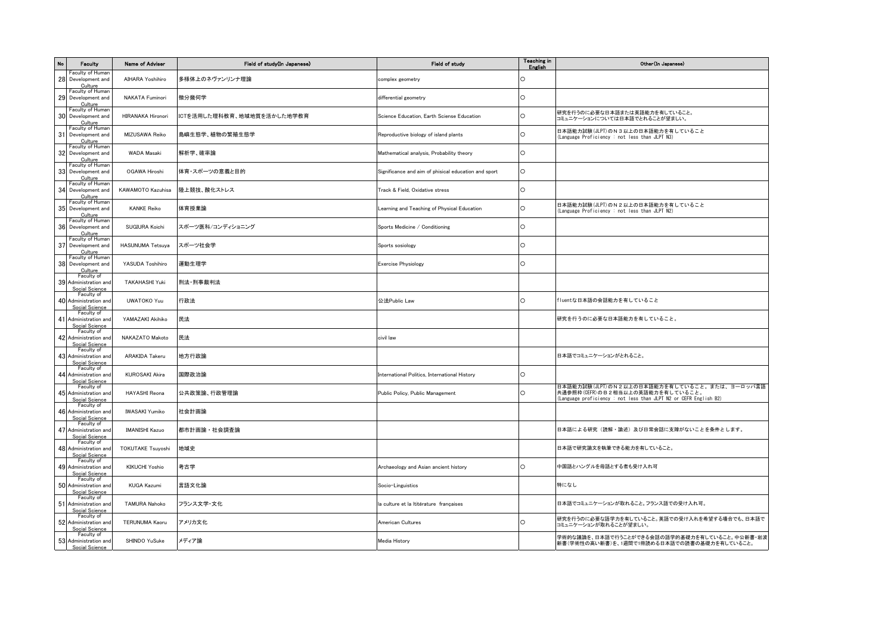| No | Faculty | Name of Adviser | Field of study(In Japanese) | Field of study | Teaching in English | Other(In Japanese) |
|---|---|---|---|---|---|---|
| 28 | Faculty of Human Development and Culture | AIHARA Yoshihiro | 多様体上のネヴァンリンナ理論 | complex geometry | ○ | |
| 29 | Faculty of Human Development and Culture | NAKATA Fuminori | 微分幾何学 | differential geometry | ○ | |
| 30 | Faculty of Human Development and Culture | HIRANAKA Hironori | ICTを活用した理科教育、地域地質を活かした地学教育 | Science Education, Earth Sciense Education | ○ | 研究を行うのに必要な日本語または英語能力を有していること。<br>コミュニケーションについては日本語でとれることが望ましい。 |
| 31 | Faculty of Human Development and Culture | MIZUSAWA Reiko | 島嶼生態学、植物の繁殖生態学 | Reproductive biology of island plants | ○ | 日本語能力試験(JLPT)のN３以上の日本語能力を有していること<br>(Language Proficiency : not less than JLPT N3) |
| 32 | Faculty of Human Development and Culture | WADA Masaki | 解析学、確率論 | Mathematical analysis, Probability theory | ○ | |
| 33 | Faculty of Human Development and Culture | OGAWA Hiroshi | 体育・スポーツの意義と目的 | Significance and aim of phisical education and sport | ○ | |
| 34 | Faculty of Human Development and Culture | KAWAMOTO Kazuhisa | 陸上競技、酸化ストレス | Track & Field, Oxidative stress | ○ | |
| 35 | Faculty of Human Development and Culture | KANKE Reiko | 体育授業論 | Learning and Teaching of Physical Education | ○ | 日本語能力試験(JLPT)のN２以上の日本語能力を有していること<br>(Language Proficiency : not less than JLPT N2) |
| 36 | Faculty of Human Development and Culture | SUGIURA Koichi | スポーツ医科/コンディショニング | Sports Medicine / Conditioning | ○ | |
| 37 | Faculty of Human Development and Culture | HASUNUMA Tetsuya | スポーツ社会学 | Sports sosiology | ○ | |
| 38 | Faculty of Human Development and Culture | YASUDA Toshihiro | 運動生理学 | Exercise Physiology | ○ | |
| 39 | Faculty of Administration and Social Science | TAKAHASHI Yuki | 刑法・刑事裁判法 | | | |
| 40 | Faculty of Administration and Social Science | UWATOKO Yuu | 行政法 | 公法Public Law | ○ | fluentな日本語の会話能力を有していること |
| 41 | Faculty of Administration and Social Science | YAMAZAKI Akihiko | 民法 | | | 研究を行うのに必要な日本語能力を有していること。 |
| 42 | Faculty of Administration and Social Science | NAKAZATO Makoto | 民法 | civil law | | |
| 43 | Faculty of Administration and Social Science | ARAKIDA Takeru | 地方行政論 | | | 日本語でコミュニケーションがとれること。 |
| 44 | Faculty of Administration and Social Science | KUROSAKI Akira | 国際政治論 | International Politics, International History | ○ | |
| 45 | Faculty of Administration and Social Science | HAYASHI Reona | 公共政策論、行政管理論 | Public Policy, Public Management | ○ | 日本語能力試験(JLPT)のN２以上の日本語能力を有していること。または、ヨーロッパ言語共通参照枠(CEFR)のＢ２相当以上の英語能力を有していること。<br>(Language proficiency : not less than JLPT N2 or CEFR English B2) |
| 46 | Faculty of Administration and Social Science | IWASAKI Yumiko | 社会計画論 | | | |
| 47 | Faculty of Administration and Social Science | IMANISHI Kazuo | 都市計画論・社会調査論 | | | 日本語による研究（読解・論述）及び日常会話に支障がないことを条件とします。 |
| 48 | Faculty of Administration and Social Science | TOKUTAKE Tsuyoshi | 地域史 | | | 日本語で研究論文を執筆できる能力を有していること。 |
| 49 | Faculty of Administration and Social Science | KIKUCHI Yoshio | 考古学 | Archaeology and Asian ancient history | ○ | 中国語とハングルを母語とする者も受け入れ可 |
| 50 | Faculty of Administration and Social Science | KUGA Kazumi | 言語文化論 | Socio-Linguistics | | 特になし |
| 51 | Faculty of Administration and Social Science | TAMURA Nahoko | フランス文学・文化 | la culture et la ltitérature françaises | | 日本語でコミュニケーションが取れること。フランス語での受け入れ可。 |
| 52 | Faculty of Administration and Social Science | TERUNUMA Kaoru | アメリカ文化 | American Cultures | ○ | 研究を行うのに必要な語学力を有していること。英語での受け入れを希望する場合でも、日本語でコミュニケーションが取れることが望ましい。 |
| 53 | Faculty of Administration and Social Science | SHINDO YuSuke | メディア論 | Media History | | 学術的な議論を、日本語で行うことができる会話の語学的基礎力を有していること。中公新書・岩波新書（学術性の高い新書）を、1週間で1冊読める日本語での読書の基礎力を有していること。 |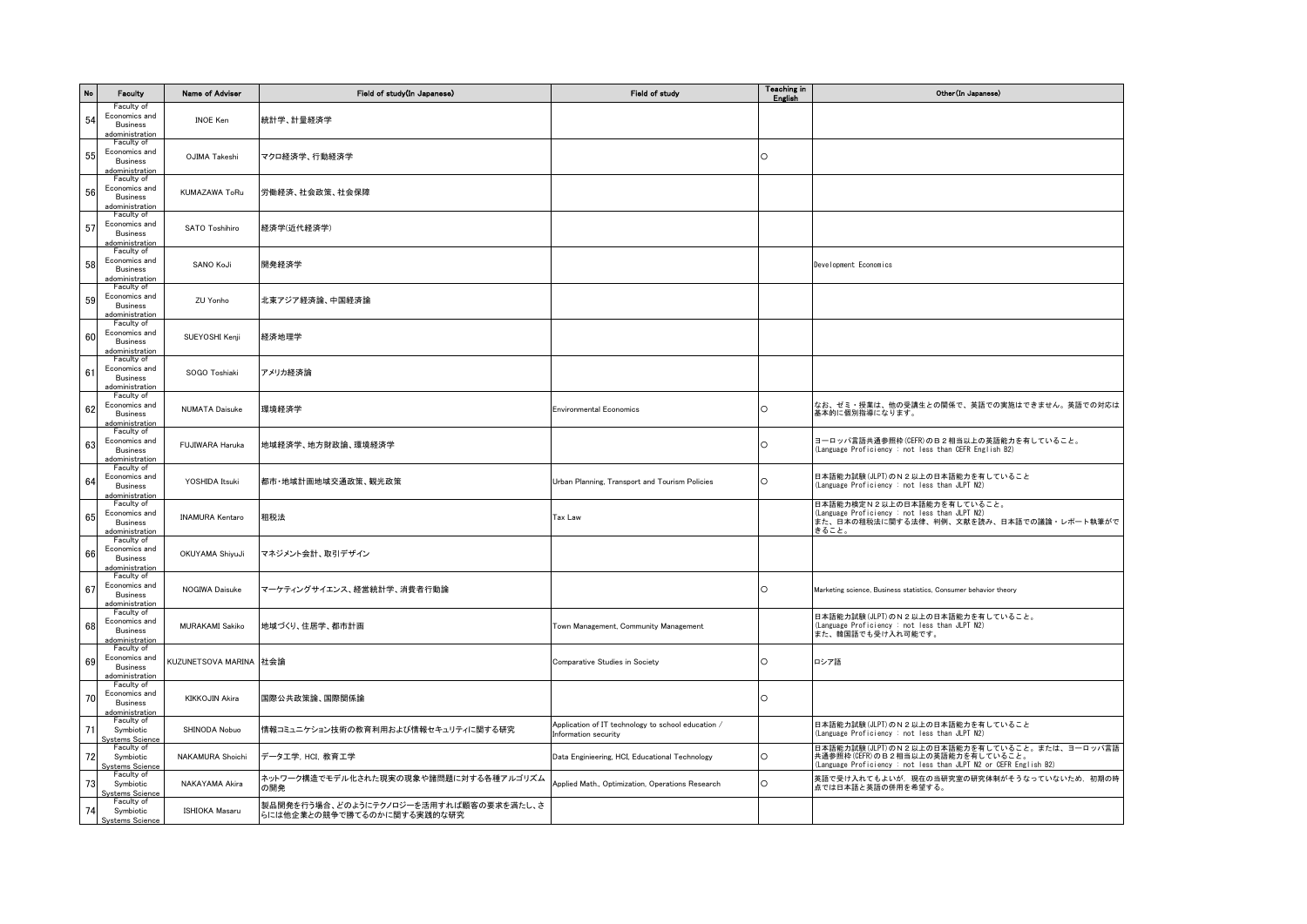| No | Faculty | Name of Adviser | Field of study(In Japanese) | Field of study | Teaching in English | Other(In Japanese) |
|---|---|---|---|---|---|---|
| 54 | Faculty of Economics and Business administration | INOE Ken | 統計学、計量経済学 | | | |
| 55 | Faculty of Economics and Business administration | OJIMA Takeshi | マクロ経済学、行動経済学 | | ○ | |
| 56 | Faculty of Economics and Business administration | KUMAZAWA ToRu | 労働経済、社会政策、社会保障 | | | |
| 57 | Faculty of Economics and Business administration | SATO Toshihiro | 経済学(近代経済学) | | | |
| 58 | Faculty of Economics and Business administration | SANO KoJi | 開発経済学 | | | Development Economics |
| 59 | Faculty of Economics and Business administration | ZU Yonho | 北東アジア経済論、中国経済論 | | | |
| 60 | Faculty of Economics and Business administration | SUEYOSHI Kenji | 経済地理学 | | | |
| 61 | Faculty of Economics and Business administration | SOGO Toshiaki | アメリカ経済論 | | | |
| 62 | Faculty of Economics and Business administration | NUMATA Daisuke | 環境経済学 | Environmental Economics | ○ | なお、ゼミ・授業は、他の受講生との関係で、英語での実施はできません。英語での対応は基本的に個別指導になります。 |
| 63 | Faculty of Economics and Business administration | FUJIWARA Haruka | 地域経済学、地方財政論、環境経済学 | | ○ | ヨーロッパ言語共通参照枠(CEFR)のＢ２相当以上の英語能力を有していること。(Language Proficiency : not less than CEFR English B2) |
| 64 | Faculty of Economics and Business administration | YOSHIDA Itsuki | 都市・地域計画地域交通政策、観光政策 | Urban Planning, Transport and Tourism Policies | ○ | 日本語能力試験(JLPT)のＮ２以上の日本語能力を有していること (Language Proficiency : not less than JLPT N2) |
| 65 | Faculty of Economics and Business administration | INAMURA Kentaro | 租税法 | Tax Law | | 日本語能力検定Ｎ２以上の日本語能力を有していること。(Language Proficiency : not less than JLPT N2) また、日本の租税法に関する法律、判例、文献を読み、日本語での議論・レポート執筆ができること。 |
| 66 | Faculty of Economics and Business administration | OKUYAMA ShiyuJi | マネジメント会計、取引デザイン | | | |
| 67 | Faculty of Economics and Business administration | NOGIWA Daisuke | マーケティングサイエンス、経営統計学、消費者行動論 | | ○ | Marketing science, Business statistics, Consumer behavior theory |
| 68 | Faculty of Economics and Business administration | MURAKAMI Sakiko | 地域づくり、住居学、都市計画 | Town Management, Community Management | | 日本語能力試験(JLPT)のＮ２以上の日本語能力を有していること。(Language Proficiency : not less than JLPT N2) また、韓国語でも受け入れ可能です。 |
| 69 | Faculty of Economics and Business administration | KUZUNETSOVA MARINA | 社会論 | Comparative Studies in Society | ○ | ロシア語 |
| 70 | Faculty of Economics and Business administration | KIKKOJIN Akira | 国際公共政策論、国際関係論 | | ○ | |
| 71 | Faculty of Symbiotic Systems Science | SHINODA Nobuo | 情報コミュニケーション技術の教育利用および情報セキュリティに関する研究 | Application of IT technology to school education / Information security | | 日本語能力試験(JLPT)のＮ２以上の日本語能力を有していること (Language Proficiency : not less than JLPT N2) |
| 72 | Faculty of Symbiotic Systems Science | NAKAMURA Shoichi | データ工学, HCI, 教育工学 | Data Engineering, HCI, Educational Technology | ○ | 日本語能力試験(JLPT)のＮ２以上の日本語能力を有していること。または、ヨーロッパ言語共通参照枠(CEFR)のＢ２相当以上の英語能力を有していること。(Language Proficiency : not less than JLPT N2 or CEFR English B2) |
| 73 | Faculty of Symbiotic Systems Science | NAKAYAMA Akira | ネットワーク構造でモデル化された現実の現象や諸問題に対する各種アルゴリズムの開発 | Applied Math., Optimization, Operations Research | ○ | 英語で受け入れてもよいが、現在の当研究室の研究体制がそうなっていないため、初期の時点では日本語と英語の併用を希望する。 |
| 74 | Faculty of Symbiotic Systems Science | ISHIOKA Masaru | 製品開発を行う場合、どのようにテクノロジーを活用すれば顧客の要求を満たし、さらには他企業との競争で勝てるのかに関する実践的な研究 | | | |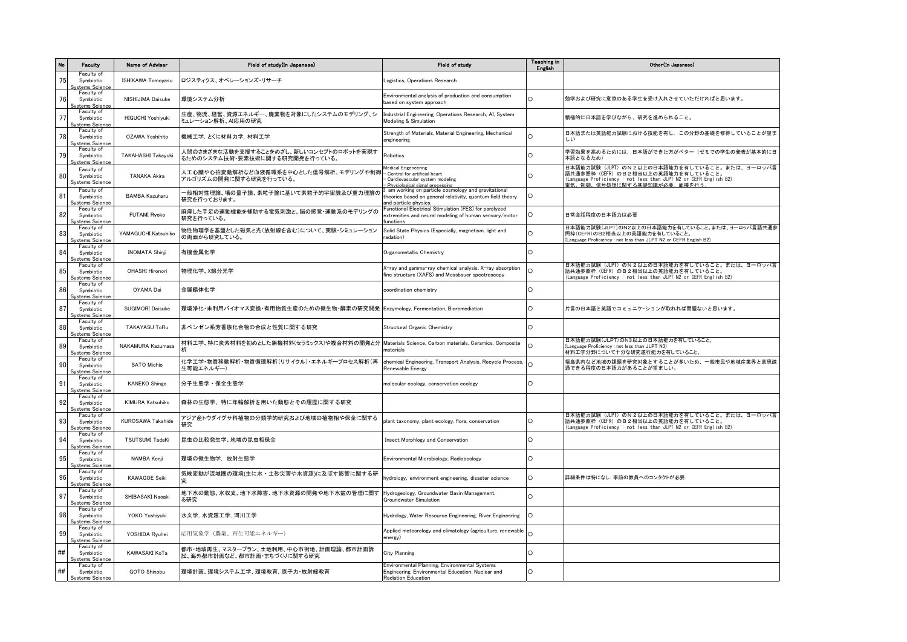| No | Faculty | Name of Adviser | Field of study(In Japanese) | Field of study | Teaching in English | Other(In Japanese) |
|---|---|---|---|---|---|---|
| 75 | Faculty of Symbiotic Systems Science | ISHIKAWA Tomoyasu | ロジスティクス、オペレーションズ・リサーチ | Logistics, Operations Research | | |
| 76 | Faculty of Symbiotic Systems Science | NISHIJIMA Daisuke | 環境システム分析 | Environmental analysis of production and consumption based on system approach | ○ | 勉学および研究に意欲のある学生を受け入れさせていただければと思います。 |
| 77 | Faculty of Symbiotic Systems Science | HIGUCHI Yoshiyuki | 生産、物流、経営、資源エネルギー、廃棄物を対象にしたシステムのモデリング、シミュレーション解析、AI応用の研究 | Industrial Engineering, Operations Research, AI, System Modeling & Simulation | | 積極的に日本語を学びながら、研究を進められること。 |
| 78 | Faculty of Symbiotic Systems Science | OZAWA Yoshihito | 機械工学，とくに材料力学，材料工学 | Strength of Materials, Material Engineering, Mechanical engineering | ○ | 日本語または英語能力試験における技能を有し，この分野の基礎を修得していることが望ましい |
| 79 | Faculty of Symbiotic Systems Science | TAKAHASHI Takayuki | 人間のさまざまな活動を支援することをめざし、新しいコンセプトのロボットを実現するためのシステム技術・要素技術に関する研究開発を行っている。 | Robotics | ○ | 学習効果を高めるためには，日本語ができた方がベター（ゼミでの学生の発表が基本的に日本語となるため） |
| 80 | Faculty of Symbiotic Systems Science | TANAKA Akira | 人工心臓や心拍変動解析など血液循環系を中心とした信号解析、モデリングや制御アルゴリズムの開発に関する研究を行っている。 | Medical Engeneering<br>- Control for artificial heart<br>- Cardiovascular system modeling<br>- Physiological signal processing | ○ | 日本語能力試験（JLPT）のＮ２以上の日本語能力を有していること。または、ヨーロッパ言語共通参照枠（CEFR）のＢ２相当以上の英語能力を有していること。<br>(Language Proficiency : not less than JLPT N2 or CEFR English B2)<br>電気、制御、信号処理に関する基礎知識が必要。面接を行う。 |
| 81 | Faculty of Symbiotic Systems Science | BAMBA Kazuharu | 一般相対性理論、場の量子論、素粒子論に基いて素粒子的宇宙論及び重力理論の研究を行っております。 | I am working on particle cosmology and gravitational theories based on general relativity, quantum field theory and particle physics. | ○ | |
| 82 | Faculty of Symbiotic Systems Science | FUTAMI Ryoko | 麻痺した手足の運動機能を補助する電気刺激と、脳の感覚・運動系のモデリングの研究を行っている。 | Functional Electrical Stimulation (FES) for paralyzed extremities and neural modeling of human sensory/motor functions | ○ | 日常会話程度の日本語力は必要 |
| 83 | Faculty of Symbiotic Systems Science | YAMAGUCHI Katsuhiko | 物性物理学を基盤とした磁気と光（放射線を含む）について、実験・シミュレーションの両面から研究している。 | Solid State Physics (Especially, magnetism, light and radation) | ○ | 日本語能力試験(JLPT)のN2以上の日本語能力を有していること。または、ヨーロッパ言語共通参照枠(CEFR)のB2相当以上の英語能力を有していること。<br>(Language Proficiency : not less than JLPT N2 or CEFR English B2) |
| 84 | Faculty of Symbiotic Systems Science | INOMATA Shinji | 有機金属化学 | Organometallic Chemistry | ○ | |
| 85 | Faculty of Symbiotic Systems Science | OHASHI Hironori | 物理化学、X線分光学 | X-ray and gamma-ray chemical analysis. X-ray absorption fine structure (XAFS) and Mossbauer spectroscopy | ○ | 日本語能力試験（JLPT）のＮ２以上の日本語能力を有していること。または、ヨーロッパ言語共通参照枠（CEFR）のＢ２相当以上の英語能力を有していること。<br>(Language Proficiency : not less than JLPT N2 or CEFR English B2) |
| 86 | Faculty of Symbiotic Systems Science | OYAMA Dai | 金属錯体化学 | coordination chemistry | ○ | |
| 87 | Faculty of Symbiotic Systems Science | SUGIMORI Daisuke | 環境浄化・未利用バイオマス変換・有用物質生産のための微生物・酵素の研究開発 | Enzymology, Fermentation, Bioremediation | ○ | 片言の日本語と英語でコミュニケーションが取れれば問題ないと思います。 |
| 88 | Faculty of Symbiotic Systems Science | TAKAYASU ToRu | 非ベンゼン系芳香族化合物の合成と性質に関する研究 | Structural Organic Chemistry | ○ | |
| 89 | Faculty of Symbiotic Systems Science | NAKAMURA Kazumasa | 材料工学、特に炭素材料を初めとした無機材料(セラミックス)や複合材料の開発と分析 | Materials Science, Carbon materials, Ceramics, Composite materials | ○ | 日本語能力試験(JLPT)のN3以上の日本語能力を有していること。<br>(Language Proficiency : not less than JLPT N3)<br>材料工学分野について十分な研究遂行能力を有していること。 |
| 90 | Faculty of Symbiotic Systems Science | SATO Michio | 化学工学・物質移動解析・物質循環解析(リサイクル)・エネルギープロセス解析(再生可能エネルギー) | chemical Engineering, Transport Analysis, Recycle Process, Renewable Energy | ○ | 福島県内など地域の課題を研究対象とすることが多いため、一般市民や地域産業界と意思疎通できる程度の日本語力があることが望ましい。 |
| 91 | Faculty of Symbiotic Systems Science | KANEKO Shingo | 分子生態学・保全生態学 | molecular ecology, conservation ecology | ○ | |
| 92 | Faculty of Symbiotic Systems Science | KIMURA Katsuhiko | 森林の生態学、特に年輪解析を用いた動態とその履歴に関する研究 | | | |
| 93 | Faculty of Symbiotic Systems Science | KUROSAWA Takahide | アジア産トウダイグサ科植物の分類学的研究および地域の植物相や保全に関する研究 | plant taxonomy, plant ecology, flora, conservation | ○ | 日本語能力試験（JLPT）のＮ２以上の日本語能力を有していること。または、ヨーロッパ言語共通参照枠（CEFR）のＢ２相当以上の英語能力を有していること。<br>(Language Proficiency : not less than JLPT N2 or CEFR English B2) |
| 94 | Faculty of Symbiotic Systems Science | TSUTSUMI TadaKi | 昆虫の比較発生学、地域の昆虫相保全 | Insect Morphlogy and Conservation | ○ | |
| 95 | Faculty of Symbiotic Systems Science | NAMBA Kenji | 環境の微生物学，放射生態学 | Environmental Microbiology, Radioecology | ○ | |
| 96 | Faculty of Symbiotic Systems Science | KAWAGOE Seiki | 気候変動が流域圏の環境(主に水・土砂災害や水資源)に及ぼす影響に関する研究 | hydrology, environment engineering, disaster science | ○ | 詳細条件は特になし．事前の教員へのコンタクトが必要． |
| 97 | Faculty of Symbiotic Systems Science | SHIBASAKI Naoaki | 地下水の動態、水収支、地下水障害、地下水資源の開発や地下水盆の管理に関する研究 | Hydrogeology, Groundwater Basin Management, Groundwater Simulation | ○ | |
| 98 | Faculty of Symbiotic Systems Science | YOKO Yoshiyuki | 水文学，水資源工学，河川工学 | Hydrology, Water Resource Engineering, River Engineering | ○ | |
| 99 | Faculty of Symbiotic Systems Science | YOSHIDA Ryuhei | 応用気象学（農業、再生可能エネルギー） | Applied meteorology and climatology (agriculture, renewable energy) | ○ | |
| ## | Faculty of Symbiotic Systems Science | KAWASAKI KoTa | 都市・地域再生、マスタープラン、土地利用、中心市街地、計画理論、都市計画訴訟、海外都市計画など、都市計画・まちづくりに関する研究 | City Planning | ○ | |
| ## | Faculty of Symbiotic Systems Science | GOTO Shinobu | 環境計画、環境システム工学、環境教育，原子力・放射線教育 | Environmental Planning, Environmental Systems Engineering, Environmental Education, Nuclear and Radiation Education | ○ | |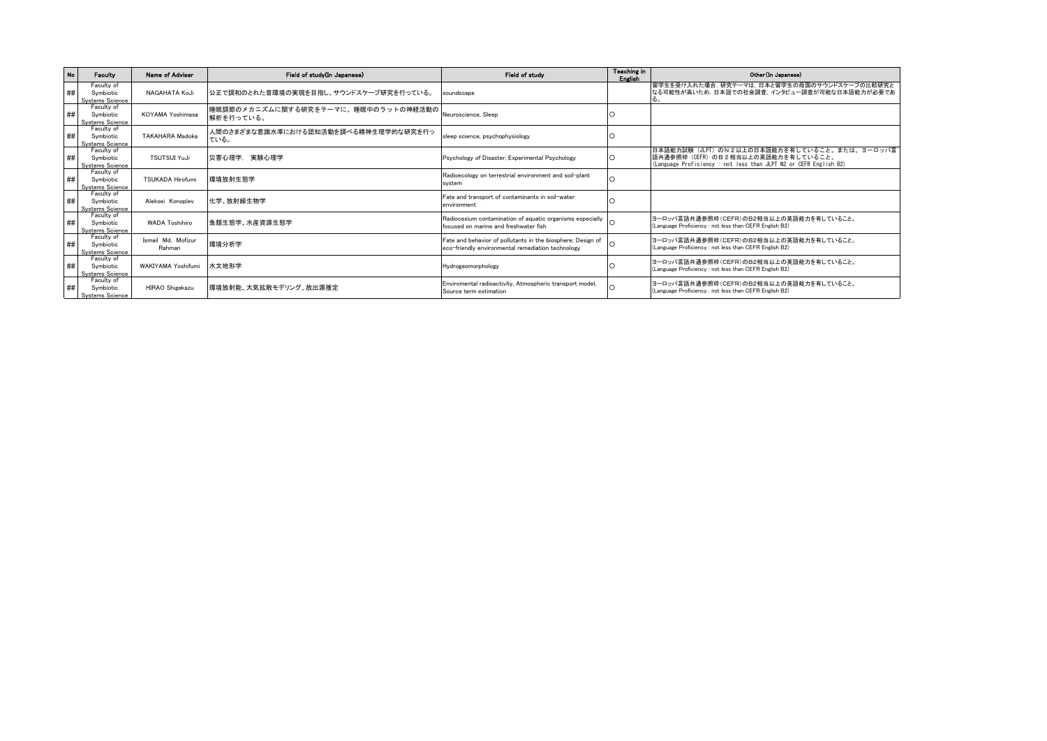| No | Faculty | Name of Adviser | Field of study(In Japanese) | Field of study | Teaching in English | Other(In Japanese) |
|---|---|---|---|---|---|---|
| ## | Faculty of Symbiotic Systems Science | NAGAHATA KoJi | 公正で調和のとれた音環境の実現を目指し、サウンドスケープ研究を行っている。 | soundscape | | 留学生を受け入れた場合，研究テーマは，日本と留学生の母国のサウンドスケープの比較研究となる可能性が高いため，日本語での社会調査，インタビュー調査が可能な日本語能力が必要である。 |
| ## | Faculty of Symbiotic Systems Science | KOYAMA Yoshimasa | 睡眠調節のメカニズムに関する研究をテーマに、睡眠中のラットの神経活動の解析を行っている。 | Neuroscience, Sleep | ○ | |
| ## | Faculty of Symbiotic Systems Science | TAKAHARA Madoka | 人間のさまざまな意識水準における認知活動を調べる精神生理学的な研究を行っている。 | sleep science, psychophysiology | ○ | |
| ## | Faculty of Symbiotic Systems Science | TSUTSUI YuJi | 災害心理学，実験心理学 | Psychology of Disaster, Experimental Psychology | ○ | 日本語能力試験（JLPT）のＮ２以上の日本語能力を有していること。または、ヨーロッパ言語共通参照枠（CEFR）のＢ２相当以上の英語能力を有していること。 (Language Proficiency : not less than JLPT N2 or CEFR English B2) |
| ## | Faculty of Symbiotic Systems Science | TSUKADA Hirofumi | 環境放射生態学 | Radioecology on terrestrial environment and soil-plant system | ○ | |
| ## | Faculty of Symbiotic Systems Science | Aleksei Konoplev | 化学、放射線生物学 | Fate and transport of contaminants in soil-water environment | ○ | |
| ## | Faculty of Symbiotic Systems Science | WADA Toshihiro | 魚類生態学、水産資源生態学 | Radiocesium contamination of aquatic organisms especially focused on marine and freshwater fish | ○ | ヨーロッパ言語共通参照枠（CEFR）のB2相当以上の英語能力を有していること。 (Language Proficiency : not less than CEFR English B2) |
| ## | Faculty of Symbiotic Systems Science | Ismail Md. Mofizur Rahman | 環境分析学 | Fate and behavior of pollutants in the biosphere; Design of eco-friendly environmental remediation technology | ○ | ヨーロッパ言語共通参照枠（CEFR）のB2相当以上の英語能力を有していること。 (Language Proficiency : not less than CEFR English B2) |
| ## | Faculty of Symbiotic Systems Science | WAKIYAMA Yoshifumi | 水文地形学 | Hydrogeomorphology | ○ | ヨーロッパ言語共通参照枠（CEFR）のB2相当以上の英語能力を有していること。 (Language Proficiency : not less than CEFR English B2) |
| ## | Faculty of Symbiotic Systems Science | HIRAO Shigekazu | 環境放射能、大気拡散モデリング、放出源推定 | Enviromental radioactivity, Atmospheric transport model, Source term estimation | ○ | ヨーロッパ言語共通参照枠（CEFR）のB2相当以上の英語能力を有していること。 (Language Proficiency : not less than CEFR English B2) |